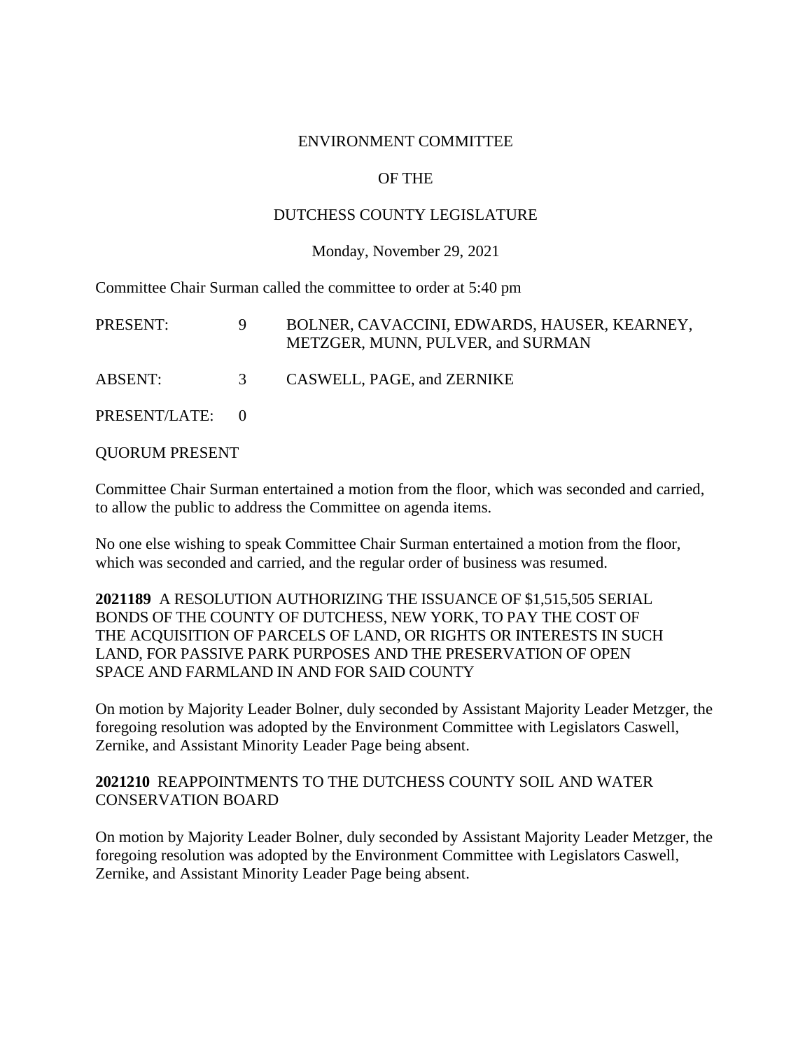# ENVIRONMENT COMMITTEE

## OF THE

## DUTCHESS COUNTY LEGISLATURE

Monday, November 29, 2021

Committee Chair Surman called the committee to order at 5:40 pm

| | | |
|---|---|---|
| PRESENT: | 9 | BOLNER, CAVACCINI, EDWARDS, HAUSER, KEARNEY, METZGER, MUNN, PULVER, and SURMAN |
| ABSENT: | 3 | CASWELL, PAGE, and ZERNIKE |
| PRESENT/LATE: | 0 | |

QUORUM PRESENT

Committee Chair Surman entertained a motion from the floor, which was seconded and carried, to allow the public to address the Committee on agenda items.

No one else wishing to speak Committee Chair Surman entertained a motion from the floor, which was seconded and carried, and the regular order of business was resumed.

**2021189** A RESOLUTION AUTHORIZING THE ISSUANCE OF $1,515,505 SERIAL BONDS OF THE COUNTY OF DUTCHESS, NEW YORK, TO PAY THE COST OF THE ACQUISITION OF PARCELS OF LAND, OR RIGHTS OR INTERESTS IN SUCH LAND, FOR PASSIVE PARK PURPOSES AND THE PRESERVATION OF OPEN SPACE AND FARMLAND IN AND FOR SAID COUNTY

On motion by Majority Leader Bolner, duly seconded by Assistant Majority Leader Metzger, the foregoing resolution was adopted by the Environment Committee with Legislators Caswell, Zernike, and Assistant Minority Leader Page being absent.

**2021210** REAPPOINTMENTS TO THE DUTCHESS COUNTY SOIL AND WATER CONSERVATION BOARD

On motion by Majority Leader Bolner, duly seconded by Assistant Majority Leader Metzger, the foregoing resolution was adopted by the Environment Committee with Legislators Caswell, Zernike, and Assistant Minority Leader Page being absent.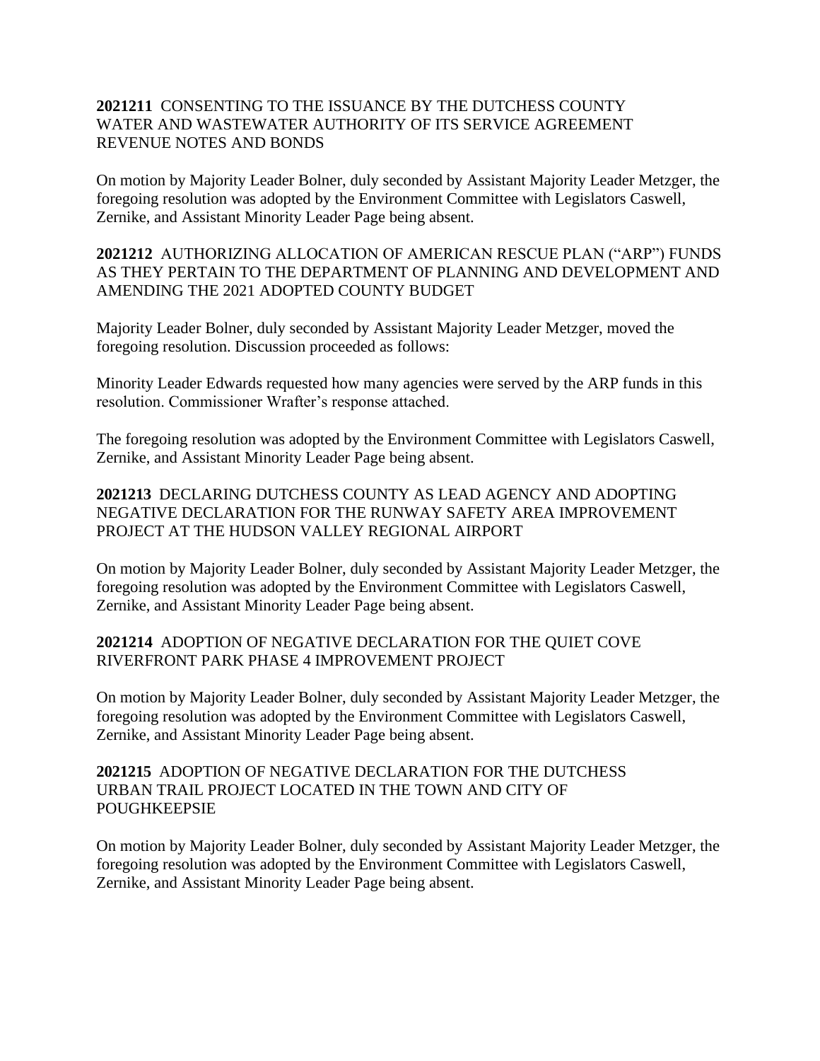**2021211** CONSENTING TO THE ISSUANCE BY THE DUTCHESS COUNTY WATER AND WASTEWATER AUTHORITY OF ITS SERVICE AGREEMENT REVENUE NOTES AND BONDS

On motion by Majority Leader Bolner, duly seconded by Assistant Majority Leader Metzger, the foregoing resolution was adopted by the Environment Committee with Legislators Caswell, Zernike, and Assistant Minority Leader Page being absent.

**2021212** AUTHORIZING ALLOCATION OF AMERICAN RESCUE PLAN ("ARP") FUNDS AS THEY PERTAIN TO THE DEPARTMENT OF PLANNING AND DEVELOPMENT AND AMENDING THE 2021 ADOPTED COUNTY BUDGET

Majority Leader Bolner, duly seconded by Assistant Majority Leader Metzger, moved the foregoing resolution. Discussion proceeded as follows:

Minority Leader Edwards requested how many agencies were served by the ARP funds in this resolution. Commissioner Wrafter's response attached.

The foregoing resolution was adopted by the Environment Committee with Legislators Caswell, Zernike, and Assistant Minority Leader Page being absent.

**2021213** DECLARING DUTCHESS COUNTY AS LEAD AGENCY AND ADOPTING NEGATIVE DECLARATION FOR THE RUNWAY SAFETY AREA IMPROVEMENT PROJECT AT THE HUDSON VALLEY REGIONAL AIRPORT

On motion by Majority Leader Bolner, duly seconded by Assistant Majority Leader Metzger, the foregoing resolution was adopted by the Environment Committee with Legislators Caswell, Zernike, and Assistant Minority Leader Page being absent.

**2021214** ADOPTION OF NEGATIVE DECLARATION FOR THE QUIET COVE RIVERFRONT PARK PHASE 4 IMPROVEMENT PROJECT

On motion by Majority Leader Bolner, duly seconded by Assistant Majority Leader Metzger, the foregoing resolution was adopted by the Environment Committee with Legislators Caswell, Zernike, and Assistant Minority Leader Page being absent.

**2021215** ADOPTION OF NEGATIVE DECLARATION FOR THE DUTCHESS URBAN TRAIL PROJECT LOCATED IN THE TOWN AND CITY OF POUGHKEEPSIE

On motion by Majority Leader Bolner, duly seconded by Assistant Majority Leader Metzger, the foregoing resolution was adopted by the Environment Committee with Legislators Caswell, Zernike, and Assistant Minority Leader Page being absent.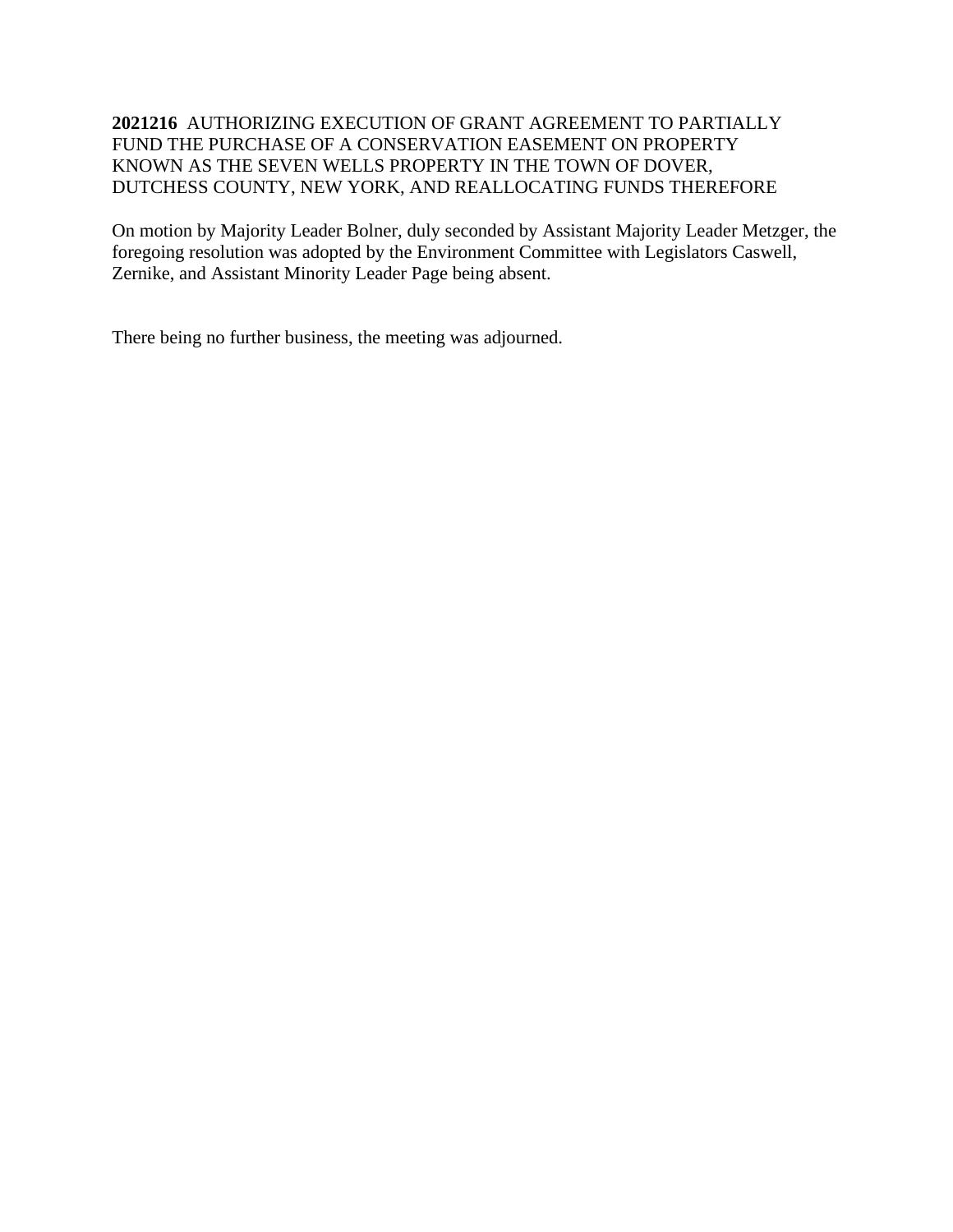**2021216** AUTHORIZING EXECUTION OF GRANT AGREEMENT TO PARTIALLY FUND THE PURCHASE OF A CONSERVATION EASEMENT ON PROPERTY KNOWN AS THE SEVEN WELLS PROPERTY IN THE TOWN OF DOVER, DUTCHESS COUNTY, NEW YORK, AND REALLOCATING FUNDS THEREFORE

On motion by Majority Leader Bolner, duly seconded by Assistant Majority Leader Metzger, the foregoing resolution was adopted by the Environment Committee with Legislators Caswell, Zernike, and Assistant Minority Leader Page being absent.

There being no further business, the meeting was adjourned.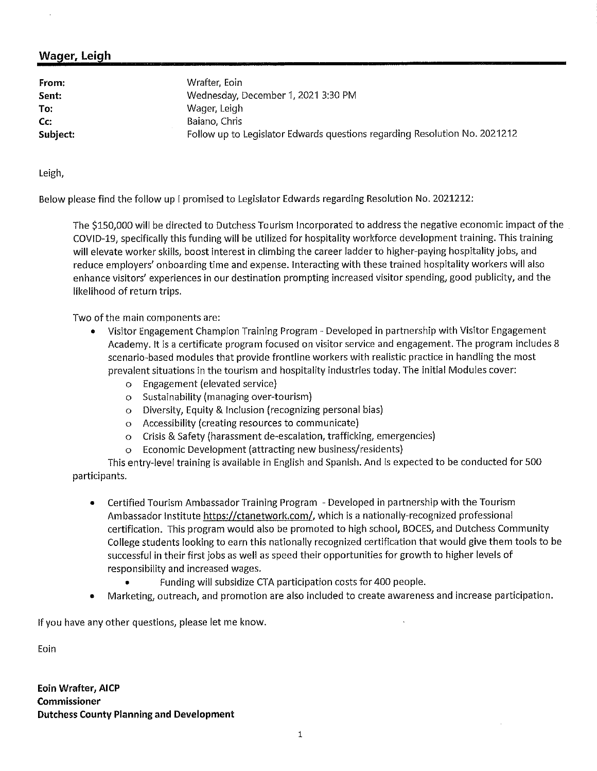## Wager, Leigh

| | |
|---|---|
| **From:** | Wrafter, Eoin |
| **Sent:** | Wednesday, December 1, 2021 3:30 PM |
| **To:** | Wager, Leigh |
| **Cc:** | Baiano, Chris |
| **Subject:** | Follow up to Legislator Edwards questions regarding Resolution No. 2021212 |

Leigh,

Below please find the follow up I promised to Legislator Edwards regarding Resolution No. 2021212:

> The $150,000 will be directed to Dutchess Tourism Incorporated to address the negative economic impact of the COVID-19, specifically this funding will be utilized for hospitality workforce development training. This training will elevate worker skills, boost interest in climbing the career ladder to higher-paying hospitality jobs, and reduce employers' onboarding time and expense. Interacting with these trained hospitality workers will also enhance visitors' experiences in our destination prompting increased visitor spending, good publicity, and the likelihood of return trips.
>
> Two of the main components are:
>
> - Visitor Engagement Champion Training Program - Developed in partnership with Visitor Engagement Academy. It is a certificate program focused on visitor service and engagement. The program includes 8 scenario-based modules that provide frontline workers with realistic practice in handling the most prevalent situations in the tourism and hospitality industries today. The initial Modules cover:
>   - Engagement (elevated service)
>   - Sustainability (managing over-tourism)
>   - Diversity, Equity & Inclusion (recognizing personal bias)
>   - Accessibility (creating resources to communicate)
>   - Crisis & Safety (harassment de-escalation, trafficking, emergencies)
>   - Economic Development (attracting new business/residents)
>
>   This entry-level training is available in English and Spanish. And is expected to be conducted for 500 participants.
>
> - Certified Tourism Ambassador Training Program - Developed in partnership with the Tourism Ambassador Institute https://ctanetwork.com/, which is a nationally-recognized professional certification. This program would also be promoted to high school, BOCES, and Dutchess Community College students looking to earn this nationally recognized certification that would give them tools to be successful in their first jobs as well as speed their opportunities for growth to higher levels of responsibility and increased wages.
>   - Funding will subsidize CTA participation costs for 400 people.
> - Marketing, outreach, and promotion are also included to create awareness and increase participation.

If you have any other questions, please let me know.

Eoin

**Eoin Wrafter, AICP**
**Commissioner**
**Dutchess County Planning and Development**